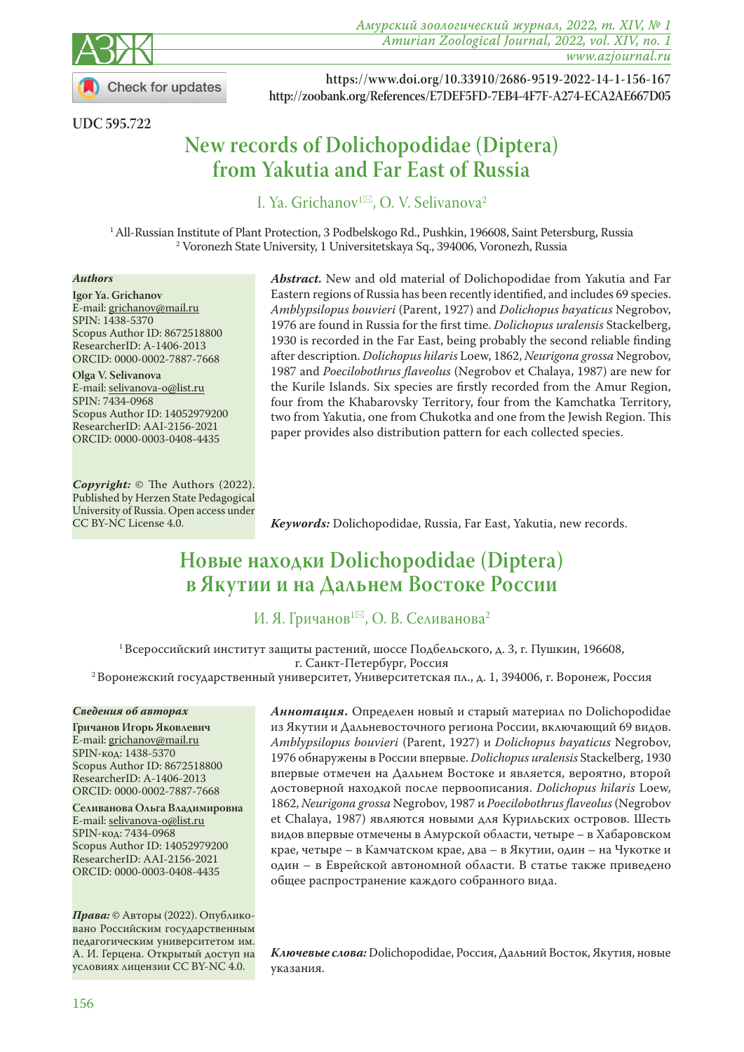https://www.doi.org/10.33910/2686-9519-2022-14-1-156-167
http://zoobank.org/References/E7DEF5FD-7EB4-4F7F-A274-ECA2AE667D05

UDC 595.722

# New records of Dolichopodidae (Diptera) from Yakutia and Far East of Russia

I. Ya. Grichanov[1✉], O. V. Selivanova[2]

[1] All-Russian Institute of Plant Protection, 3 Podbelskogo Rd., Pushkin, 196608, Saint Petersburg, Russia
[2] Voronezh State University, 1 Universitetskaya Sq., 394006, Voronezh, Russia

***Authors***

**Igor Ya. Grichanov**
E-mail: grichanov@mail.ru
SPIN: 1438-5370
Scopus Author ID: 8672518800
ResearcherID: A-1406-2013
ORCID: 0000-0002-7887-7668

**Olga V. Selivanova**
E-mail: selivanova-o@list.ru
SPIN: 7434-0968
Scopus Author ID: 14052979200
ResearcherID: AAI-2156-2021
ORCID: 0000-0003-0408-4435

***Copyright:*** © The Authors (2022). Published by Herzen State Pedagogical University of Russia. Open access under CC BY-NC License 4.0.

***Abstract.*** New and old material of Dolichopodidae from Yakutia and Far Eastern regions of Russia has been recently identified, and includes 69 species. *Amblypsilopus bouvieri* (Parent, 1927) and *Dolichopus bayaticus* Negrobov, 1976 are found in Russia for the first time. *Dolichopus uralensis* Stackelberg, 1930 is recorded in the Far East, being probably the second reliable finding after description. *Dolichopus hilaris* Loew, 1862, *Neurigona grossa* Negrobov, 1987 and *Poecilobothrus flaveolus* (Negrobov et Chalaya, 1987) are new for the Kurile Islands. Six species are firstly recorded from the Amur Region, four from the Khabarovsky Territory, four from the Kamchatka Territory, two from Yakutia, one from Chukotka and one from the Jewish Region. This paper provides also distribution pattern for each collected species.

***Keywords:*** Dolichopodidae, Russia, Far East, Yakutia, new records.

# Новые находки Dolichopodidae (Diptera) в Якутии и на Дальнем Востоке России

И. Я. Гричанов[1✉], О. В. Селиванова[2]

[1] Всероссийский институт защиты растений, шоссе Подбельского, д. 3, г. Пушкин, 196608, г. Санкт-Петербург, Россия
[2] Воронежский государственный университет, Университетская пл., д. 1, 394006, г. Воронеж, Россия

***Сведения об авторах***

**Гричанов Игорь Яковлевич**
E-mail: grichanov@mail.ru
SPIN-код: 1438-5370
Scopus Author ID: 8672518800
ResearcherID: A-1406-2013
ORCID: 0000-0002-7887-7668

**Селиванова Ольга Владимировна**
E-mail: selivanova-o@list.ru
SPIN-код: 7434-0968
Scopus Author ID: 14052979200
ResearcherID: AAI-2156-2021
ORCID: 0000-0003-0408-4435

***Права:*** © Авторы (2022). Опубликовано Российским государственным педагогическим университетом им. А. И. Герцена. Открытый доступ на условиях лицензии CC BY-NC 4.0.

***Аннотация.*** Определен новый и старый материал по Dolichopodidae из Якутии и Дальневосточного региона России, включающий 69 видов. *Amblypsilopus bouvieri* (Parent, 1927) и *Dolichopus bayaticus* Negrobov, 1976 обнаружены в России впервые. *Dolichopus uralensis* Stackelberg, 1930 впервые отмечен на Дальнем Востоке и является, вероятно, второй достоверной находкой после первоописания. *Dolichopus hilaris* Loew, 1862, *Neurigona grossa* Negrobov, 1987 и *Poecilobothrus flaveolus* (Negrobov et Chalaya, 1987) являются новыми для Курильских островов. Шесть видов впервые отмечены в Амурской области, четыре – в Хабаровском крае, четыре – в Камчатском крае, два – в Якутии, один – на Чукотке и один – в Еврейской автономной области. В статье также приведено общее распространение каждого собранного вида.

***Ключевые слова:*** Dolichopodidae, Россия, Дальний Восток, Якутия, новые указания.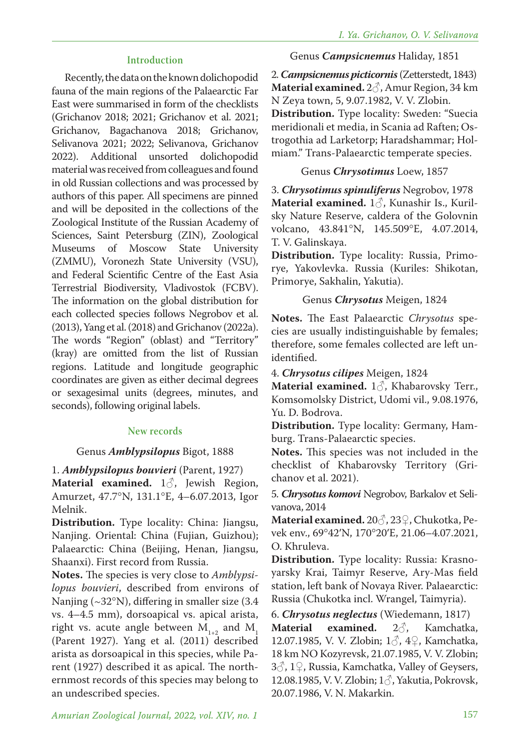## Introduction

Recently, the data on the known dolichopodid fauna of the main regions of the Palaearctic Far East were summarised in form of the checklists (Grichanov 2018; 2021; Grichanov et al. 2021; Grichanov, Bagachanova 2018; Grichanov, Selivanova 2021; 2022; Selivanova, Grichanov 2022). Additional unsorted dolichopodid material was received from colleagues and found in old Russian collections and was processed by authors of this paper. All specimens are pinned and will be deposited in the collections of the Zoological Institute of the Russian Academy of Sciences, Saint Petersburg (ZIN), Zoological Museums of Moscow State University (ZMMU), Voronezh State University (VSU), and Federal Scientific Centre of the East Asia Terrestrial Biodiversity, Vladivostok (FCBV). The information on the global distribution for each collected species follows Negrobov et al. (2013), Yang et al. (2018) and Grichanov (2022a). The words "Region" (oblast) and "Territory" (kray) are omitted from the list of Russian regions. Latitude and longitude geographic coordinates are given as either decimal degrees or sexagesimal units (degrees, minutes, and seconds), following original labels.

## New records

### Genus *Amblypsilopus* Bigot, 1888

1. ***Amblypsilopus bouvieri*** (Parent, 1927)
**Material examined.** 1♂, Jewish Region, Amurzet, 47.7°N, 131.1°E, 4–6.07.2013, Igor Melnik.
**Distribution.** Type locality: China: Jiangsu, Nanjing. Oriental: China (Fujian, Guizhou); Palaearctic: China (Beijing, Henan, Jiangsu, Shaanxi). First record from Russia.
**Notes.** The species is very close to *Amblypsilopus bouvieri*, described from environs of Nanjing (~32°N), differing in smaller size (3.4 vs. 4–4.5 mm), dorsoapical vs. apical arista, right vs. acute angle between $M_{1+2}$ and $M_1$ (Parent 1927). Yang et al. (2011) described arista as dorsoapical in this species, while Parent (1927) described it as apical. The northernmost records of this species may belong to an undescribed species.

### Genus *Campsicnemus* Haliday, 1851

2. ***Campsicnemus picticornis*** (Zetterstedt, 1843)
**Material examined.** 2♂, Amur Region, 34 km N Zeya town, 5, 9.07.1982, V. V. Zlobin.
**Distribution.** Type locality: Sweden: "Suecia meridionali et media, in Scania ad Raften; Ostrogothia ad Larketorp; Haradshammar; Holmiam." Trans-Palaearctic temperate species.

### Genus *Chrysotimus* Loew, 1857

3. ***Chrysotimus spinuliferus*** Negrobov, 1978
**Material examined.** 1♂, Kunashir Is., Kurilsky Nature Reserve, caldera of the Golovnin volcano, 43.841°N, 145.509°E, 4.07.2014, T. V. Galinskaya.
**Distribution.** Type locality: Russia, Primorye, Yakovlevka. Russia (Kuriles: Shikotan, Primorye, Sakhalin, Yakutia).

### Genus *Chrysotus* Meigen, 1824

**Notes.** The East Palaearctic *Chrysotus* species are usually indistinguishable by females; therefore, some females collected are left unidentified.

4. ***Chrysotus cilipes*** Meigen, 1824
**Material examined.** 1♂, Khabarovsky Terr., Komsomolsky District, Udomi vil., 9.08.1976, Yu. D. Bodrova.
**Distribution.** Type locality: Germany, Hamburg. Trans-Palaearctic species.
**Notes.** This species was not included in the checklist of Khabarovsky Territory (Grichanov et al. 2021).

5. ***Chrysotus komovi*** Negrobov, Barkalov et Selivanova, 2014
**Material examined.** 20♂, 23♀, Chukotka, Pevek env., 69°42′N, 170°20′E, 21.06–4.07.2021, O. Khruleva.
**Distribution.** Type locality: Russia: Krasnoyarsky Krai, Taimyr Reserve, Ary-Mas field station, left bank of Novaya River. Palaearctic: Russia (Chukotka incl. Wrangel, Taimyria).

6. ***Chrysotus neglectus*** (Wiedemann, 1817)
**Material examined.** 2♂, Kamchatka, 12.07.1985, V. V. Zlobin; 1♂, 4♀, Kamchatka, 18 km NO Kozyrevsk, 21.07.1985, V. V. Zlobin; 3♂, 1♀, Russia, Kamchatka, Valley of Geysers, 12.08.1985, V. V. Zlobin; 1♂, Yakutia, Pokrovsk, 20.07.1986, V. N. Makarkin.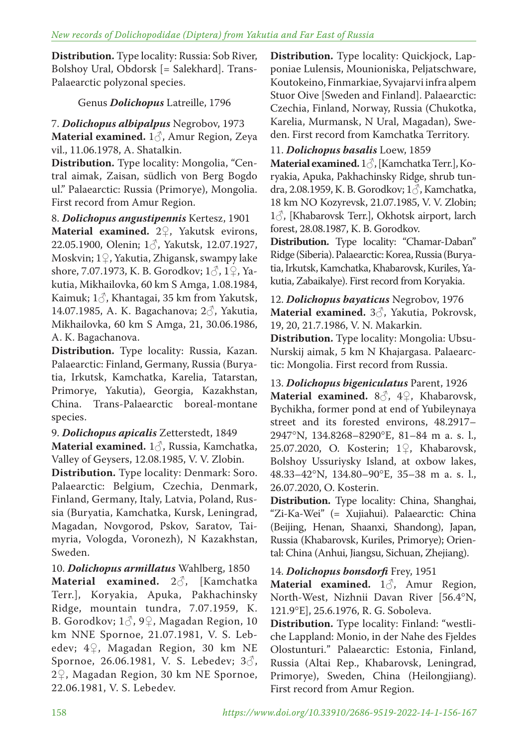**Distribution.** Type locality: Russia: Sob River, Bolshoy Ural, Obdorsk [= Salekhard]. Trans-Palaearctic polyzonal species.

### Genus *Dolichopus* Latreille, 1796

7. ***Dolichopus albipalpus*** Negrobov, 1973
**Material examined.** 1♂, Amur Region, Zeya vil., 11.06.1978, A. Shatalkin.
**Distribution.** Type locality: Mongolia, "Central aimak, Zaisan, südlich von Berg Bogdo ul." Palaearctic: Russia (Primorye), Mongolia. First record from Amur Region.

8. ***Dolichopus angustipennis*** Kertesz, 1901
**Material examined.** 2♀, Yakutsk evirons, 22.05.1900, Olenin; 1♂, Yakutsk, 12.07.1927, Moskvin; 1♀, Yakutia, Zhigansk, swampy lake shore, 7.07.1973, K. B. Gorodkov; 1♂, 1♀, Yakutia, Mikhailovka, 60 km S Amga, 1.08.1984, Kaimuk; 1♂, Khantagai, 35 km from Yakutsk, 14.07.1985, A. K. Bagachanova; 2♂, Yakutia, Mikhailovka, 60 km S Amga, 21, 30.06.1986, A. K. Bagachanova.
**Distribution.** Type locality: Russia, Kazan. Palaearctic: Finland, Germany, Russia (Buryatia, Irkutsk, Kamchatka, Karelia, Tatarstan, Primorye, Yakutia), Georgia, Kazakhstan, China. Trans-Palaearctic boreal-montane species.

9. ***Dolichopus apicalis*** Zetterstedt, 1849
**Material examined.** 1♂, Russia, Kamchatka, Valley of Geysers, 12.08.1985, V. V. Zlobin.
**Distribution.** Type locality: Denmark: Soro. Palaearctic: Belgium, Czechia, Denmark, Finland, Germany, Italy, Latvia, Poland, Russia (Buryatia, Kamchatka, Kursk, Leningrad, Magadan, Novgorod, Pskov, Saratov, Taimyria, Vologda, Voronezh), N Kazakhstan, Sweden.

10. ***Dolichopus armillatus*** Wahlberg, 1850
**Material examined.** 2♂, [Kamchatka Terr.], Koryakia, Apuka, Pakhachinsky Ridge, mountain tundra, 7.07.1959, K. B. Gorodkov; 1♂, 9♀, Magadan Region, 10 km NNE Spornoe, 21.07.1981, V. S. Lebedev; 4♀, Magadan Region, 30 km NE Spornoe, 26.06.1981, V. S. Lebedev; 3♂, 2♀, Magadan Region, 30 km NE Spornoe, 22.06.1981, V. S. Lebedev.
**Distribution.** Type locality: Quickjock, Lapponiae Lulensis, Mounioniska, Peljatschware, Koutokeino, Finmarkiae, Syvajarvi infra alpem Stuor Oive [Sweden and Finland]. Palaearctic: Czechia, Finland, Norway, Russia (Chukotka, Karelia, Murmansk, N Ural, Magadan), Sweden. First record from Kamchatka Territory.

11. ***Dolichopus basalis*** Loew, 1859
**Material examined.** 1♂, [Kamchatka Terr.], Koryakia, Apuka, Pakhachinsky Ridge, shrub tundra, 2.08.1959, K. B. Gorodkov; 1♂, Kamchatka, 18 km NO Kozyrevsk, 21.07.1985, V. V. Zlobin; 1♂, [Khabarovsk Terr.], Okhotsk airport, larch forest, 28.08.1987, K. B. Gorodkov.
**Distribution.** Type locality: "Chamar-Daban" Ridge (Siberia). Palaearctic: Korea, Russia (Buryatia, Irkutsk, Kamchatka, Khabarovsk, Kuriles, Yakutia, Zabaikalye). First record from Koryakia.

12. ***Dolichopus bayaticus*** Negrobov, 1976
**Material examined.** 3♂, Yakutia, Pokrovsk, 19, 20, 21.7.1986, V. N. Makarkin.
**Distribution.** Type locality: Mongolia: Ubsu-Nurskij aimak, 5 km N Khajargasa. Palaearctic: Mongolia. First record from Russia.

13. ***Dolichopus bigeniculatus*** Parent, 1926
**Material examined.** 8♂, 4♀, Khabarovsk, Bychikha, former pond at end of Yubileynaya street and its forested environs, 48.2917–2947°N, 134.8268–8290°E, 81–84 m a. s. l., 25.07.2020, O. Kosterin; 1♀, Khabarovsk, Bolshoy Ussuriysky Island, at oxbow lakes, 48.33–42°N, 134.80–90°E, 35–38 m a. s. l., 26.07.2020, O. Kosterin.
**Distribution.** Type locality: China, Shanghai, "Zi-Ka-Wei" (= Xujiahui). Palaearctic: China (Beijing, Henan, Shaanxi, Shandong), Japan, Russia (Khabarovsk, Kuriles, Primorye); Oriental: China (Anhui, Jiangsu, Sichuan, Zhejiang).

14. ***Dolichopus bonsdorfi*** Frey, 1951
**Material examined.** 1♂, Amur Region, North-West, Nizhnii Davan River [56.4°N, 121.9°E], 25.6.1976, R. G. Soboleva.
**Distribution.** Type locality: Finland: "westliche Lappland: Monio, in der Nahe des Fjeldes Olostunturi." Palaearctic: Estonia, Finland, Russia (Altai Rep., Khabarovsk, Leningrad, Primorye), Sweden, China (Heilongjiang). First record from Amur Region.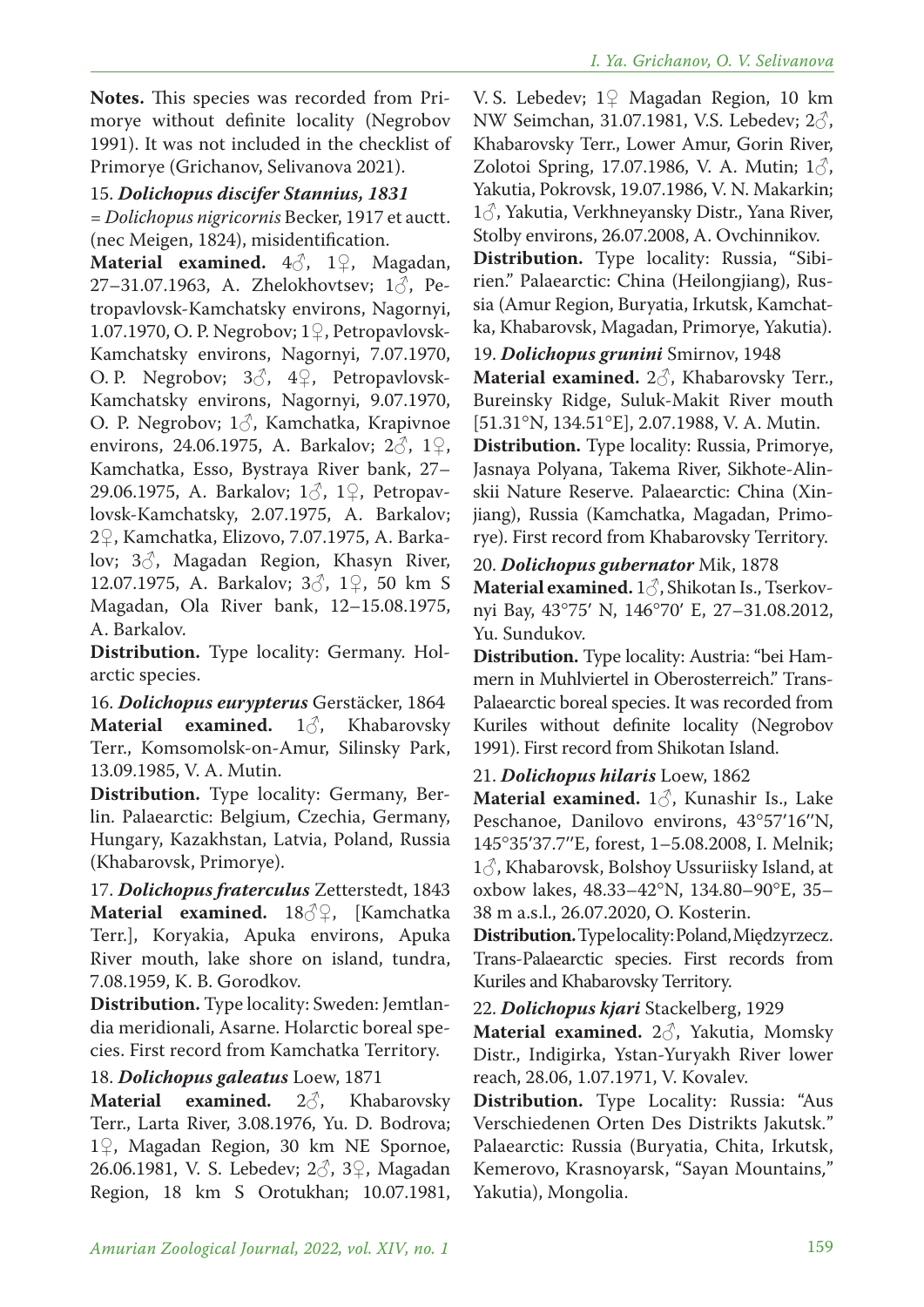**Notes.** This species was recorded from Primorye without definite locality (Negrobov 1991). It was not included in the checklist of Primorye (Grichanov, Selivanova 2021).

15. ***Dolichopus discifer*** **Stannius, 1831**

= *Dolichopus nigricornis* Becker, 1917 et auctt. (nec Meigen, 1824), misidentification.

**Material examined.** 4♂, 1♀, Magadan, 27–31.07.1963, A. Zhelokhovtsev; 1♂, Petropavlovsk-Kamchatsky environs, Nagornyi, 1.07.1970, O. P. Negrobov; 1♀, Petropavlovsk-Kamchatsky environs, Nagornyi, 7.07.1970, O. P. Negrobov; 3♂, 4♀, Petropavlovsk-Kamchatsky environs, Nagornyi, 9.07.1970, O. P. Negrobov; 1♂, Kamchatka, Krapivnoe environs, 24.06.1975, A. Barkalov; 2♂, 1♀, Kamchatka, Esso, Bystraya River bank, 27–29.06.1975, A. Barkalov; 1♂, 1♀, Petropavlovsk-Kamchatsky, 2.07.1975, A. Barkalov; 2♀, Kamchatka, Elizovo, 7.07.1975, A. Barkalov; 3♂, Magadan Region, Khasyn River, 12.07.1975, A. Barkalov; 3♂, 1♀, 50 km S Magadan, Ola River bank, 12–15.08.1975, A. Barkalov.

**Distribution.** Type locality: Germany. Holarctic species.

16. ***Dolichopus eurypterus*** Gerstäcker, 1864

**Material examined.** 1♂, Khabarovsky Terr., Komsomolsk-on-Amur, Silinsky Park, 13.09.1985, V. A. Mutin.

**Distribution.** Type locality: Germany, Berlin. Palaearctic: Belgium, Czechia, Germany, Hungary, Kazakhstan, Latvia, Poland, Russia (Khabarovsk, Primorye).

17. ***Dolichopus fraterculus*** Zetterstedt, 1843

**Material examined.** 18♂♀, [Kamchatka Terr.], Koryakia, Apuka environs, Apuka River mouth, lake shore on island, tundra, 7.08.1959, K. B. Gorodkov.

**Distribution.** Type locality: Sweden: Jemtlandia meridionali, Asarne. Holarctic boreal species. First record from Kamchatka Territory.

18. ***Dolichopus galeatus*** Loew, 1871

**Material examined.** 2♂, Khabarovsky Terr., Larta River, 3.08.1976, Yu. D. Bodrova; 1♀, Magadan Region, 30 km NE Spornoe, 26.06.1981, V. S. Lebedev; 2♂, 3♀, Magadan Region, 18 km S Orotukhan; 10.07.1981, V. S. Lebedev; 1♀ Magadan Region, 10 km NW Seimchan, 31.07.1981, V.S. Lebedev; 2♂, Khabarovsky Terr., Lower Amur, Gorin River, Zolotoi Spring, 17.07.1986, V. A. Mutin; 1♂, Yakutia, Pokrovsk, 19.07.1986, V. N. Makarkin; 1♂, Yakutia, Verkhneyansky Distr., Yana River, Stolby environs, 26.07.2008, A. Ovchinnikov.

**Distribution.** Type locality: Russia, "Sibirien." Palaearctic: China (Heilongjiang), Russia (Amur Region, Buryatia, Irkutsk, Kamchatka, Khabarovsk, Magadan, Primorye, Yakutia).

19. ***Dolichopus grunini*** Smirnov, 1948

**Material examined.** 2♂, Khabarovsky Terr., Bureinsky Ridge, Suluk-Makit River mouth [51.31°N, 134.51°E], 2.07.1988, V. A. Mutin.

**Distribution.** Type locality: Russia, Primorye, Jasnaya Polyana, Takema River, Sikhote-Alinskii Nature Reserve. Palaearctic: China (Xinjiang), Russia (Kamchatka, Magadan, Primorye). First record from Khabarovsky Territory.

20. ***Dolichopus gubernator*** Mik, 1878

**Material examined.** 1♂, Shikotan Is., Tserkovnyi Bay, 43°75′ N, 146°70′ E, 27–31.08.2012, Yu. Sundukov.

**Distribution.** Type locality: Austria: "bei Hammern in Muhlviertel in Oberosterreich." Trans-Palaearctic boreal species. It was recorded from Kuriles without definite locality (Negrobov 1991). First record from Shikotan Island.

21. ***Dolichopus hilaris*** Loew, 1862

**Material examined.** 1♂, Kunashir Is., Lake Peschanoe, Danilovo environs, 43°57′16′′N, 145°35′37.7′′E, forest, 1–5.08.2008, I. Melnik; 1♂, Khabarovsk, Bolshoy Ussuriisky Island, at oxbow lakes, 48.33–42°N, 134.80–90°E, 35–38 m a.s.l., 26.07.2020, O. Kosterin.

**Distribution.** Type locality: Poland, Międzyrzecz. Trans-Palaearctic species. First records from Kuriles and Khabarovsky Territory.

22. ***Dolichopus kjari*** Stackelberg, 1929

**Material examined.** 2♂, Yakutia, Momsky Distr., Indigirka, Ystan-Yuryakh River lower reach, 28.06, 1.07.1971, V. Kovalev.

**Distribution.** Type Locality: Russia: "Aus Verschiedenen Orten Des Distrikts Jakutsk." Palaearctic: Russia (Buryatia, Chita, Irkutsk, Kemerovo, Krasnoyarsk, "Sayan Mountains," Yakutia), Mongolia.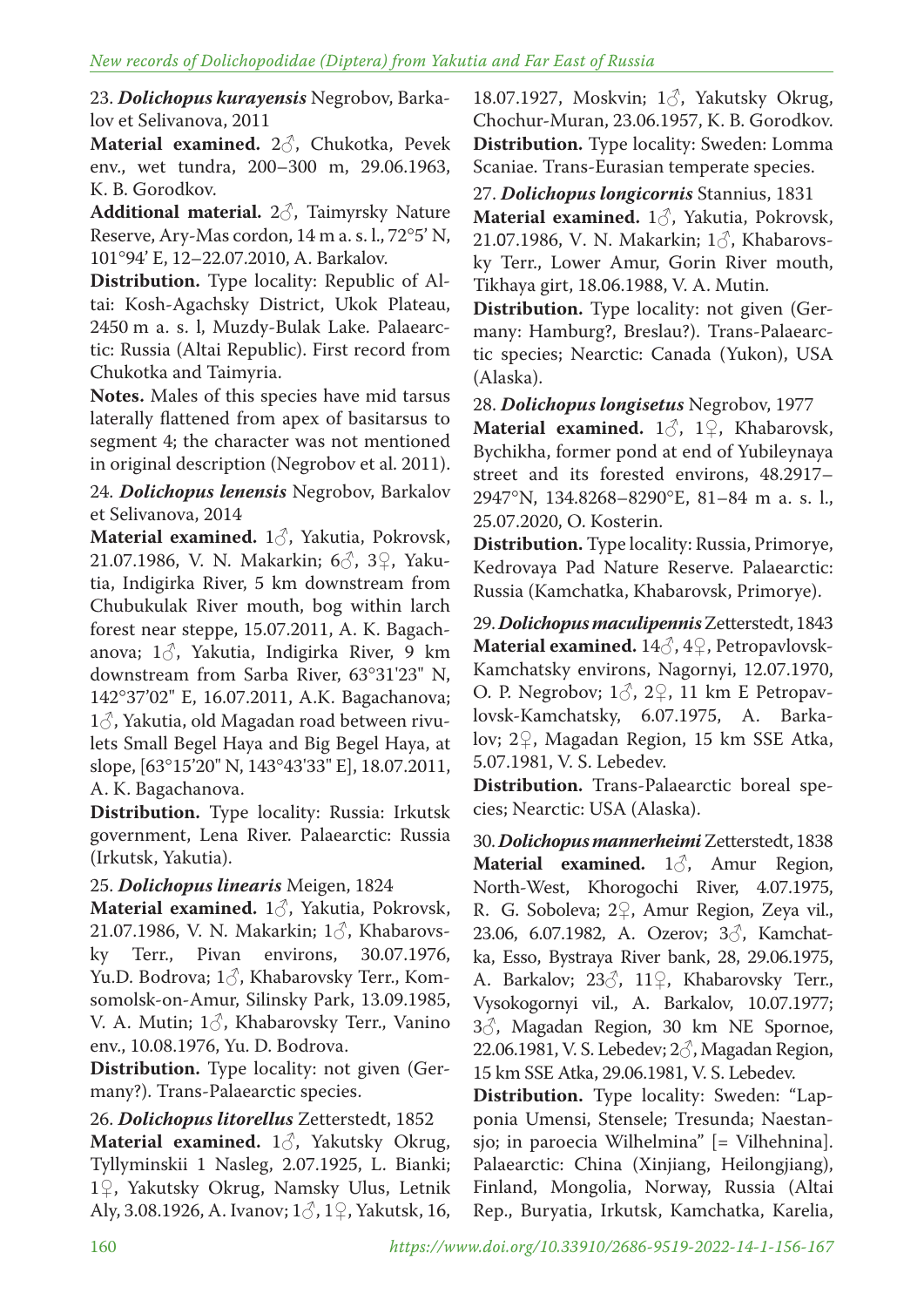23. ***Dolichopus kurayensis*** Negrobov, Barkalov et Selivanova, 2011

**Material examined.** 2♂, Chukotka, Pevek env., wet tundra, 200–300 m, 29.06.1963, K. B. Gorodkov.

**Additional material.** 2♂, Taimyrsky Nature Reserve, Ary-Mas cordon, 14 m a. s. l., 72°5' N, 101°94' E, 12–22.07.2010, A. Barkalov.

**Distribution.** Type locality: Republic of Altai: Kosh-Agachsky District, Ukok Plateau, 2450 m a. s. l, Muzdy-Bulak Lake. Palaearctic: Russia (Altai Republic). First record from Chukotka and Taimyria.

**Notes.** Males of this species have mid tarsus laterally flattened from apex of basitarsus to segment 4; the character was not mentioned in original description (Negrobov et al. 2011).

24. ***Dolichopus lenensis*** Negrobov, Barkalov et Selivanova, 2014

**Material examined.** 1♂, Yakutia, Pokrovsk, 21.07.1986, V. N. Makarkin; 6♂, 3♀, Yakutia, Indigirka River, 5 km downstream from Chubukulak River mouth, bog within larch forest near steppe, 15.07.2011, A. K. Bagachanova; 1♂, Yakutia, Indigirka River, 9 km downstream from Sarba River, 63°31'23" N, 142°37'02" E, 16.07.2011, A.K. Bagachanova; 1♂, Yakutia, old Magadan road between rivulets Small Begel Haya and Big Begel Haya, at slope, [63°15'20" N, 143°43'33" E], 18.07.2011, A. K. Bagachanova.

**Distribution.** Type locality: Russia: Irkutsk government, Lena River. Palaearctic: Russia (Irkutsk, Yakutia).

25. ***Dolichopus linearis*** Meigen, 1824

**Material examined.** 1♂, Yakutia, Pokrovsk, 21.07.1986, V. N. Makarkin; 1♂, Khabarovsky Terr., Pivan environs, 30.07.1976, Yu.D. Bodrova; 1♂, Khabarovsky Terr., Komsomolsk-on-Amur, Silinsky Park, 13.09.1985, V. A. Mutin; 1♂, Khabarovsky Terr., Vanino env., 10.08.1976, Yu. D. Bodrova.

**Distribution.** Type locality: not given (Germany?). Trans-Palaearctic species.

26. ***Dolichopus litorellus*** Zetterstedt, 1852

**Material examined.** 1♂, Yakutsky Okrug, Tyllyminskii 1 Nasleg, 2.07.1925, L. Bianki; 1♀, Yakutsky Okrug, Namsky Ulus, Letnik Aly, 3.08.1926, A. Ivanov; 1♂, 1♀, Yakutsk, 16, 18.07.1927, Moskvin; 1♂, Yakutsky Okrug, Chochur-Muran, 23.06.1957, K. B. Gorodkov.

**Distribution.** Type locality: Sweden: Lomma Scaniae. Trans-Eurasian temperate species.

27. ***Dolichopus longicornis*** Stannius, 1831

**Material examined.** 1♂, Yakutia, Pokrovsk, 21.07.1986, V. N. Makarkin; 1♂, Khabarovsky Terr., Lower Amur, Gorin River mouth, Tikhaya girt, 18.06.1988, V. A. Mutin.

**Distribution.** Type locality: not given (Germany: Hamburg?, Breslau?). Trans-Palaearctic species; Nearctic: Canada (Yukon), USA (Alaska).

28. ***Dolichopus longisetus*** Negrobov, 1977

**Material examined.** 1♂, 1♀, Khabarovsk, Bychikha, former pond at end of Yubileynaya street and its forested environs, 48.2917–2947°N, 134.8268–8290°E, 81–84 m a. s. l., 25.07.2020, O. Kosterin.

**Distribution.** Type locality: Russia, Primorye, Kedrovaya Pad Nature Reserve. Palaearctic: Russia (Kamchatka, Khabarovsk, Primorye).

29. ***Dolichopus maculipennis*** Zetterstedt, 1843

**Material examined.** 14♂, 4♀, Petropavlovsk-Kamchatsky environs, Nagornyi, 12.07.1970, O. P. Negrobov; 1♂, 2♀, 11 km E Petropavlovsk-Kamchatsky, 6.07.1975, A. Barkalov; 2♀, Magadan Region, 15 km SSE Atka, 5.07.1981, V. S. Lebedev.

**Distribution.** Trans-Palaearctic boreal species; Nearctic: USA (Alaska).

30. ***Dolichopus mannerheimi*** Zetterstedt, 1838

**Material examined.** 1♂, Amur Region, North-West, Khorogochi River, 4.07.1975, R. G. Soboleva; 2♀, Amur Region, Zeya vil., 23.06, 6.07.1982, A. Ozerov; 3♂, Kamchatka, Esso, Bystraya River bank, 28, 29.06.1975, A. Barkalov; 23♂, 11♀, Khabarovsky Terr., Vysokogornyi vil., A. Barkalov, 10.07.1977; 3♂, Magadan Region, 30 km NE Spornoe, 22.06.1981, V. S. Lebedev; 2♂, Magadan Region, 15 km SSE Atka, 29.06.1981, V. S. Lebedev.

**Distribution.** Type locality: Sweden: "Lapponia Umensi, Stensele; Tresunda; Naestansjo; in paroecia Wilhelmina" [= Vilhehnina]. Palaearctic: China (Xinjiang, Heilongjiang), Finland, Mongolia, Norway, Russia (Altai Rep., Buryatia, Irkutsk, Kamchatka, Karelia,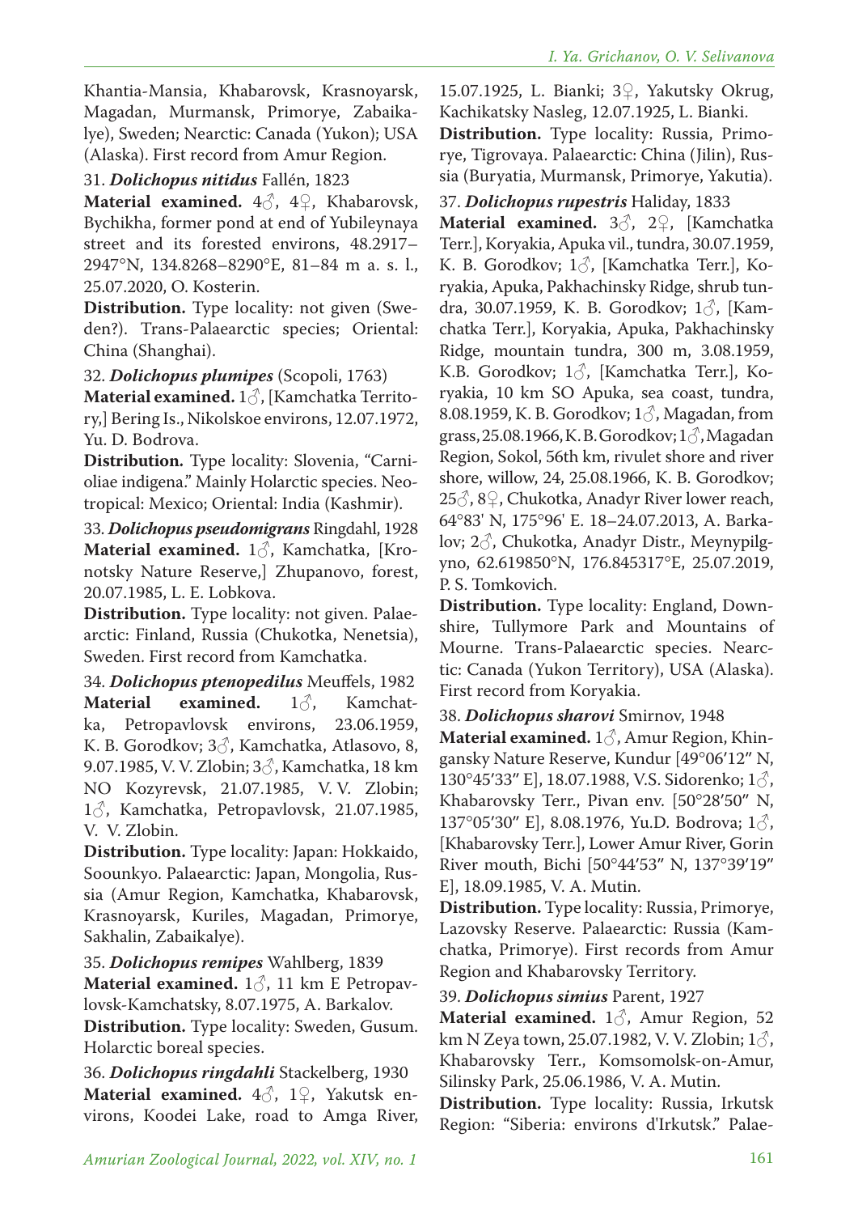Khantia-Mansia, Khabarovsk, Krasnoyarsk, Magadan, Murmansk, Primorye, Zabaikalye), Sweden; Nearctic: Canada (Yukon); USA (Alaska). First record from Amur Region.

31. ***Dolichopus nitidus*** Fallén, 1823

**Material examined.** 4♂, 4♀, Khabarovsk, Bychikha, former pond at end of Yubileynaya street and its forested environs, 48.2917–2947°N, 134.8268–8290°E, 81–84 m a. s. l., 25.07.2020, O. Kosterin.

**Distribution.** Type locality: not given (Sweden?). Trans-Palaearctic species; Oriental: China (Shanghai).

32. ***Dolichopus plumipes*** (Scopoli, 1763)

**Material examined.** 1♂, [Kamchatka Territory,] Bering Is., Nikolskoe environs, 12.07.1972, Yu. D. Bodrova.

**Distribution.** Type locality: Slovenia, "Carnioliae indigena." Mainly Holarctic species. Neotropical: Mexico; Oriental: India (Kashmir).

33. ***Dolichopus pseudomigrans*** Ringdahl, 1928

**Material examined.** 1♂, Kamchatka, [Kronotsky Nature Reserve,] Zhupanovo, forest, 20.07.1985, L. E. Lobkova.

**Distribution.** Type locality: not given. Palaearctic: Finland, Russia (Chukotka, Nenetsia), Sweden. First record from Kamchatka.

34. ***Dolichopus ptenopedilus*** Meuffels, 1982

**Material examined.** 1♂, Kamchatka, Petropavlovsk environs, 23.06.1959, K. B. Gorodkov; 3♂, Kamchatka, Atlasovo, 8, 9.07.1985, V. V. Zlobin; 3♂, Kamchatka, 18 km NO Kozyrevsk, 21.07.1985, V. V. Zlobin; 1♂, Kamchatka, Petropavlovsk, 21.07.1985, V. V. Zlobin.

**Distribution.** Type locality: Japan: Hokkaido, Soounkyo. Palaearctic: Japan, Mongolia, Russia (Amur Region, Kamchatka, Khabarovsk, Krasnoyarsk, Kuriles, Magadan, Primorye, Sakhalin, Zabaikalye).

35. ***Dolichopus remipes*** Wahlberg, 1839

**Material examined.** 1♂, 11 km E Petropavlovsk-Kamchatsky, 8.07.1975, A. Barkalov.

**Distribution.** Type locality: Sweden, Gusum. Holarctic boreal species.

36. ***Dolichopus ringdahli*** Stackelberg, 1930

**Material examined.** 4♂, 1♀, Yakutsk environs, Koodei Lake, road to Amga River, 15.07.1925, L. Bianki; 3♀, Yakutsky Okrug, Kachikatsky Nasleg, 12.07.1925, L. Bianki.

**Distribution.** Type locality: Russia, Primorye, Tigrovaya. Palaearctic: China (Jilin), Russia (Buryatia, Murmansk, Primorye, Yakutia).

37. ***Dolichopus rupestris*** Haliday, 1833

**Material examined.** 3♂, 2♀, [Kamchatka Terr.], Koryakia, Apuka vil., tundra, 30.07.1959, K. B. Gorodkov; 1♂, [Kamchatka Terr.], Koryakia, Apuka, Pakhachinsky Ridge, shrub tundra, 30.07.1959, K. B. Gorodkov; 1♂, [Kamchatka Terr.], Koryakia, Apuka, Pakhachinsky Ridge, mountain tundra, 300 m, 3.08.1959, K.B. Gorodkov; 1♂, [Kamchatka Terr.], Koryakia, 10 km SO Apuka, sea coast, tundra, 8.08.1959, K. B. Gorodkov; 1♂, Magadan, from grass, 25.08.1966, K. B. Gorodkov; 1♂, Magadan Region, Sokol, 56th km, rivulet shore and river shore, willow, 24, 25.08.1966, K. B. Gorodkov; 25♂, 8♀, Chukotka, Anadyr River lower reach, 64°83' N, 175°96' E. 18–24.07.2013, A. Barkalov; 2♂, Chukotka, Anadyr Distr., Meynypilgyno, 62.619850°N, 176.845317°E, 25.07.2019, P. S. Tomkovich.

**Distribution.** Type locality: England, Downshire, Tullymore Park and Mountains of Mourne. Trans-Palaearctic species. Nearctic: Canada (Yukon Territory), USA (Alaska). First record from Koryakia.

38. ***Dolichopus sharovi*** Smirnov, 1948

**Material examined.** 1♂, Amur Region, Khingansky Nature Reserve, Kundur [49°06′12″ N, 130°45′33″ E], 18.07.1988, V.S. Sidorenko; 1♂, Khabarovsky Terr., Pivan env. [50°28′50″ N, 137°05′30″ E], 8.08.1976, Yu.D. Bodrova; 1♂, [Khabarovsky Terr.], Lower Amur River, Gorin River mouth, Bichi [50°44′53″ N, 137°39′19″ E], 18.09.1985, V. A. Mutin.

**Distribution.** Type locality: Russia, Primorye, Lazovsky Reserve. Palaearctic: Russia (Kamchatka, Primorye). First records from Amur Region and Khabarovsky Territory.

39. ***Dolichopus simius*** Parent, 1927

**Material examined.** 1♂, Amur Region, 52 km N Zeya town, 25.07.1982, V. V. Zlobin; 1♂, Khabarovsky Terr., Komsomolsk-on-Amur, Silinsky Park, 25.06.1986, V. A. Mutin.

**Distribution.** Type locality: Russia, Irkutsk Region: "Siberia: environs d'Irkutsk." Palae-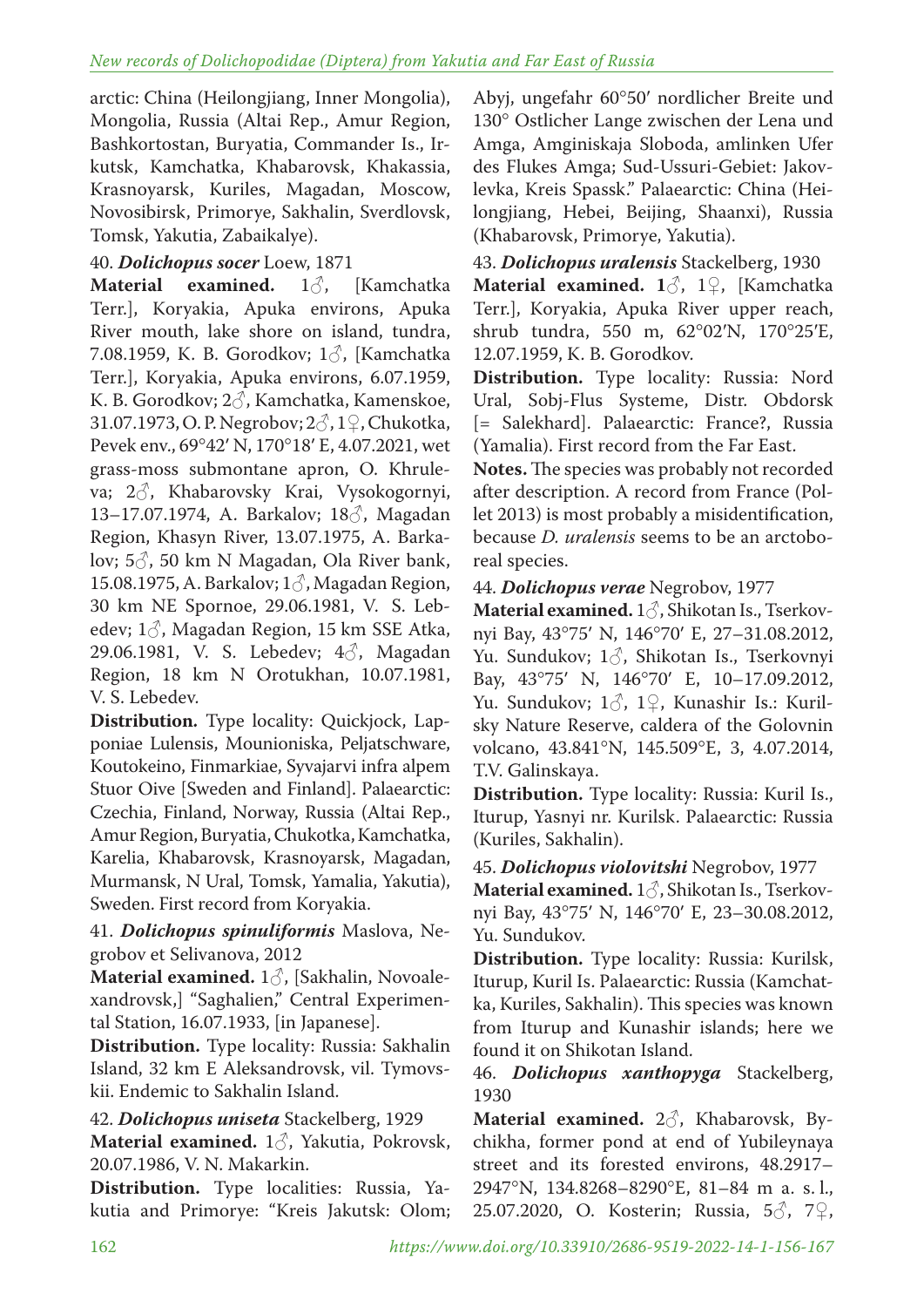arctic: China (Heilongjiang, Inner Mongolia), Mongolia, Russia (Altai Rep., Amur Region, Bashkortostan, Buryatia, Commander Is., Irkutsk, Kamchatka, Khabarovsk, Khakassia, Krasnoyarsk, Kuriles, Magadan, Moscow, Novosibirsk, Primorye, Sakhalin, Sverdlovsk, Tomsk, Yakutia, Zabaikalye).

40. ***Dolichopus socer*** Loew, 1871

**Material examined.** 1♂, [Kamchatka Terr.], Koryakia, Apuka environs, Apuka River mouth, lake shore on island, tundra, 7.08.1959, K. B. Gorodkov; 1♂, [Kamchatka Terr.], Koryakia, Apuka environs, 6.07.1959, K. B. Gorodkov; 2♂, Kamchatka, Kamenskoe, 31.07.1973, O. P. Negrobov; 2♂, 1♀, Chukotka, Pevek env., 69°42′ N, 170°18′ E, 4.07.2021, wet grass-moss submontane apron, O. Khruleva; 2♂, Khabarovsky Krai, Vysokogornyi, 13–17.07.1974, A. Barkalov; 18♂, Magadan Region, Khasyn River, 13.07.1975, A. Barkalov; 5♂, 50 km N Magadan, Ola River bank, 15.08.1975, A. Barkalov; 1♂, Magadan Region, 30 km NE Spornoe, 29.06.1981, V. S. Lebedev; 1♂, Magadan Region, 15 km SSE Atka, 29.06.1981, V. S. Lebedev; 4♂, Magadan Region, 18 km N Orotukhan, 10.07.1981, V. S. Lebedev.

**Distribution.** Type locality: Quickjock, Lapponiae Lulensis, Mounioniska, Peljatschware, Koutokeino, Finmarkiae, Syvajarvi infra alpem Stuor Oive [Sweden and Finland]. Palaearctic: Czechia, Finland, Norway, Russia (Altai Rep., Amur Region, Buryatia, Chukotka, Kamchatka, Karelia, Khabarovsk, Krasnoyarsk, Magadan, Murmansk, N Ural, Tomsk, Yamalia, Yakutia), Sweden. First record from Koryakia.

41. ***Dolichopus spinuliformis*** Maslova, Negrobov et Selivanova, 2012

**Material examined.** 1♂, [Sakhalin, Novoalexandrovsk,] "Saghalien," Central Experimental Station, 16.07.1933, [in Japanese].

**Distribution.** Type locality: Russia: Sakhalin Island, 32 km E Aleksandrovsk, vil. Tymovskii. Endemic to Sakhalin Island.

42. ***Dolichopus uniseta*** Stackelberg, 1929

**Material examined.** 1♂, Yakutia, Pokrovsk, 20.07.1986, V. N. Makarkin.

**Distribution.** Type localities: Russia, Yakutia and Primorye: "Kreis Jakutsk: Olom; Abyj, ungefahr 60°50′ nordlicher Breite und 130° Ostlicher Lange zwischen der Lena und Amga, Amginiskaja Sloboda, amlinken Ufer des Flukes Amga; Sud-Ussuri-Gebiet: Jakovlevka, Kreis Spassk." Palaearctic: China (Heilongjiang, Hebei, Beijing, Shaanxi), Russia (Khabarovsk, Primorye, Yakutia).

43. ***Dolichopus uralensis*** Stackelberg, 1930

**Material examined.** 1♂, 1♀, [Kamchatka Terr.], Koryakia, Apuka River upper reach, shrub tundra, 550 m, 62°02′N, 170°25′E, 12.07.1959, K. B. Gorodkov.

**Distribution.** Type locality: Russia: Nord Ural, Sobj-Flus Systeme, Distr. Obdorsk [= Salekhard]. Palaearctic: France?, Russia (Yamalia). First record from the Far East.

**Notes.** The species was probably not recorded after description. A record from France (Pollet 2013) is most probably a misidentification, because *D. uralensis* seems to be an arctoboreal species.

44. ***Dolichopus verae*** Negrobov, 1977

**Material examined.** 1♂, Shikotan Is., Tserkovnyi Bay, 43°75′ N, 146°70′ E, 27–31.08.2012, Yu. Sundukov; 1♂, Shikotan Is., Tserkovnyi Bay, 43°75′ N, 146°70′ E, 10–17.09.2012, Yu. Sundukov; 1♂, 1♀, Kunashir Is.: Kurilsky Nature Reserve, caldera of the Golovnin volcano, 43.841°N, 145.509°E, 3, 4.07.2014, T.V. Galinskaya.

**Distribution.** Type locality: Russia: Kuril Is., Iturup, Yasnyi nr. Kurilsk. Palaearctic: Russia (Kuriles, Sakhalin).

45. ***Dolichopus violovitshi*** Negrobov, 1977

**Material examined.** 1♂, Shikotan Is., Tserkovnyi Bay, 43°75′ N, 146°70′ E, 23–30.08.2012, Yu. Sundukov.

**Distribution.** Type locality: Russia: Kurilsk, Iturup, Kuril Is. Palaearctic: Russia (Kamchatka, Kuriles, Sakhalin). This species was known from Iturup and Kunashir islands; here we found it on Shikotan Island.

46. ***Dolichopus xanthopyga*** Stackelberg, 1930

**Material examined.** 2♂, Khabarovsk, Bychikha, former pond at end of Yubileynaya street and its forested environs, 48.2917–2947°N, 134.8268–8290°E, 81–84 m a. s. l., 25.07.2020, O. Kosterin; Russia, 5♂, 7♀,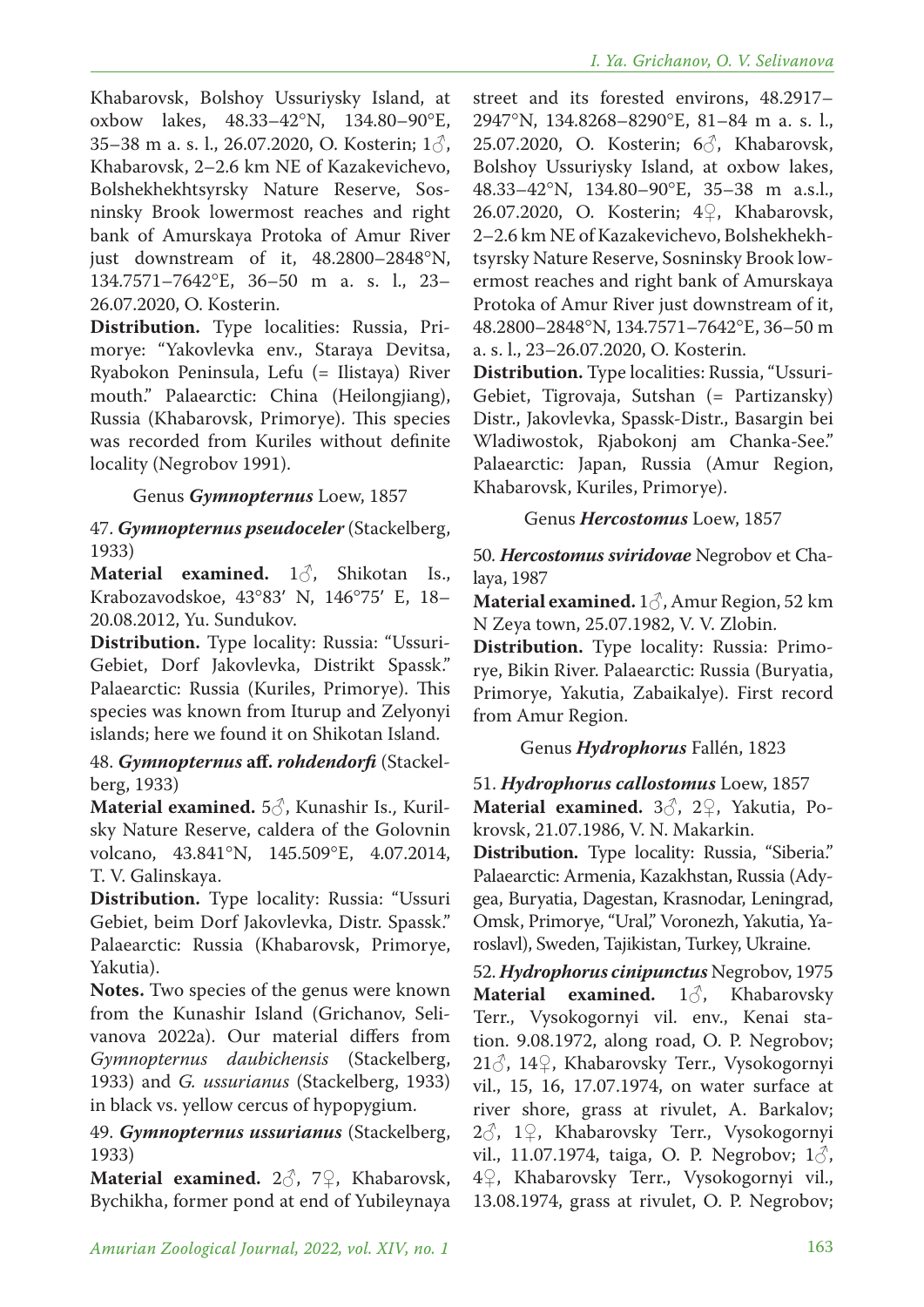Khabarovsk, Bolshoy Ussuriysky Island, at oxbow lakes, 48.33–42°N, 134.80–90°E, 35–38 m a. s. l., 26.07.2020, O. Kosterin; 1♂, Khabarovsk, 2–2.6 km NE of Kazakevichevo, Bolshekhekhtsyrsky Nature Reserve, Sosninsky Brook lowermost reaches and right bank of Amurskaya Protoka of Amur River just downstream of it, 48.2800–2848°N, 134.7571–7642°E, 36–50 m a. s. l., 23–26.07.2020, O. Kosterin.

**Distribution.** Type localities: Russia, Primorye: "Yakovlevka env., Staraya Devitsa, Ryabokon Peninsula, Lefu (= Ilistaya) River mouth." Palaearctic: China (Heilongjiang), Russia (Khabarovsk, Primorye). This species was recorded from Kuriles without definite locality (Negrobov 1991).

Genus ***Gymnopternus*** Loew, 1857

47. ***Gymnopternus pseudoceler*** (Stackelberg, 1933)

**Material examined.** 1♂, Shikotan Is., Krabozavodskoe, 43°83′ N, 146°75′ E, 18–20.08.2012, Yu. Sundukov.

**Distribution.** Type locality: Russia: "Ussuri-Gebiet, Dorf Jakovlevka, Distrikt Spassk." Palaearctic: Russia (Kuriles, Primorye). This species was known from Iturup and Zelyonyi islands; here we found it on Shikotan Island.

48. ***Gymnopternus* aff. *rohdendorfi*** (Stackelberg, 1933)

**Material examined.** 5♂, Kunashir Is., Kurilsky Nature Reserve, caldera of the Golovnin volcano, 43.841°N, 145.509°E, 4.07.2014, T. V. Galinskaya.

**Distribution.** Type locality: Russia: "Ussuri Gebiet, beim Dorf Jakovlevka, Distr. Spassk." Palaearctic: Russia (Khabarovsk, Primorye, Yakutia).

**Notes.** Two species of the genus were known from the Kunashir Island (Grichanov, Selivanova 2022a). Our material differs from *Gymnopternus daubichensis* (Stackelberg, 1933) and *G. ussurianus* (Stackelberg, 1933) in black vs. yellow cercus of hypopygium.

49. ***Gymnopternus ussurianus*** (Stackelberg, 1933)

**Material examined.** 2♂, 7♀, Khabarovsk, Bychikha, former pond at end of Yubileynaya street and its forested environs, 48.2917–2947°N, 134.8268–8290°E, 81–84 m a. s. l., 25.07.2020, O. Kosterin; 6♂, Khabarovsk, Bolshoy Ussuriysky Island, at oxbow lakes, 48.33–42°N, 134.80–90°E, 35–38 m a.s.l., 26.07.2020, O. Kosterin; 4♀, Khabarovsk, 2–2.6 km NE of Kazakevichevo, Bolshekhekhtsyrsky Nature Reserve, Sosninsky Brook lowermost reaches and right bank of Amurskaya Protoka of Amur River just downstream of it, 48.2800–2848°N, 134.7571–7642°E, 36–50 m a. s. l., 23–26.07.2020, O. Kosterin.

**Distribution.** Type localities: Russia, "Ussuri-Gebiet, Tigrovaja, Sutshan (= Partizansky) Distr., Jakovlevka, Spassk-Distr., Basargin bei Wladiwostok, Rjabokonj am Chanka-See." Palaearctic: Japan, Russia (Amur Region, Khabarovsk, Kuriles, Primorye).

Genus ***Hercostomus*** Loew, 1857

50. ***Hercostomus sviridovae*** Negrobov et Chalaya, 1987

**Material examined.** 1♂, Amur Region, 52 km N Zeya town, 25.07.1982, V. V. Zlobin.

**Distribution.** Type locality: Russia: Primorye, Bikin River. Palaearctic: Russia (Buryatia, Primorye, Yakutia, Zabaikalye). First record from Amur Region.

Genus ***Hydrophorus*** Fallén, 1823

51. ***Hydrophorus callostomus*** Loew, 1857

**Material examined.** 3♂, 2♀, Yakutia, Pokrovsk, 21.07.1986, V. N. Makarkin.

**Distribution.** Type locality: Russia, "Siberia." Palaearctic: Armenia, Kazakhstan, Russia (Adygea, Buryatia, Dagestan, Krasnodar, Leningrad, Omsk, Primorye, "Ural," Voronezh, Yakutia, Yaroslavl), Sweden, Tajikistan, Turkey, Ukraine.

52. ***Hydrophorus cinipunctus*** Negrobov, 1975

**Material examined.** 1♂, Khabarovsky Terr., Vysokogornyi vil. env., Kenai station. 9.08.1972, along road, O. P. Negrobov; 21♂, 14♀, Khabarovsky Terr., Vysokogornyi vil., 15, 16, 17.07.1974, on water surface at river shore, grass at rivulet, A. Barkalov; 2♂, 1♀, Khabarovsky Terr., Vysokogornyi vil., 11.07.1974, taiga, O. P. Negrobov; 1♂, 4♀, Khabarovsky Terr., Vysokogornyi vil., 13.08.1974, grass at rivulet, O. P. Negrobov;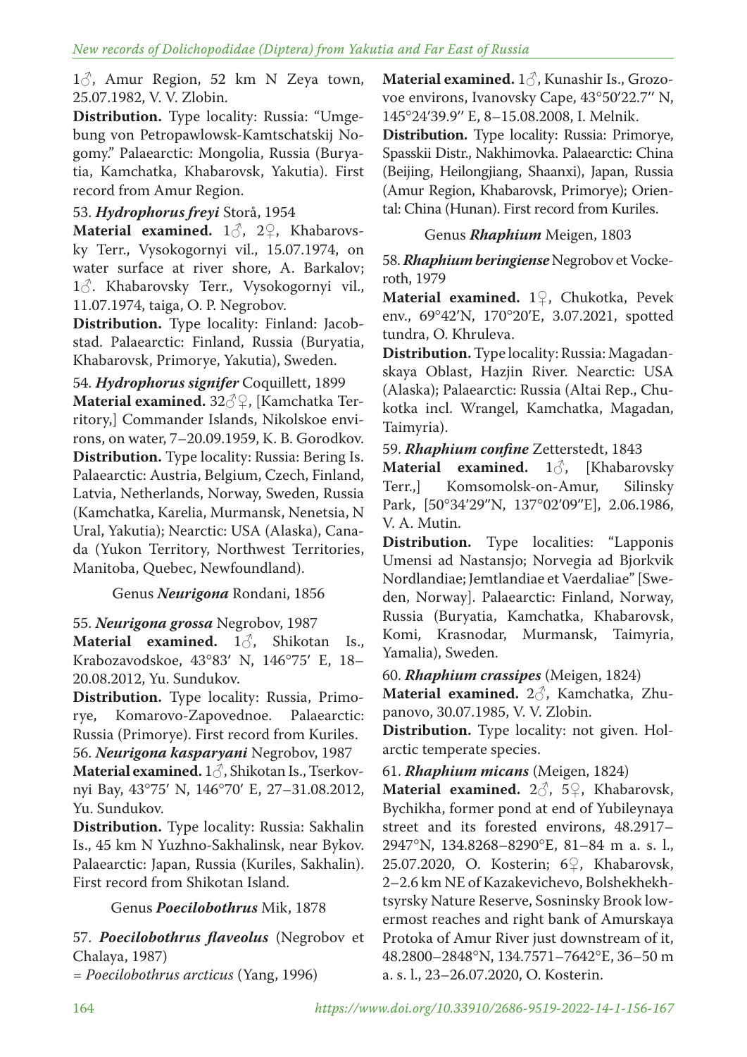1♂, Amur Region, 52 km N Zeya town, 25.07.1982, V. V. Zlobin.

**Distribution.** Type locality: Russia: "Umgebung von Petropawlowsk-Kamtschatskij Nogomy." Palaearctic: Mongolia, Russia (Buryatia, Kamchatka, Khabarovsk, Yakutia). First record from Amur Region.

53. ***Hydrophorus freyi*** Storå, 1954

**Material examined.** 1♂, 2♀, Khabarovsky Terr., Vysokogornyi vil., 15.07.1974, on water surface at river shore, A. Barkalov; 1♂. Khabarovsky Terr., Vysokogornyi vil., 11.07.1974, taiga, O. P. Negrobov.

**Distribution.** Type locality: Finland: Jacobstad. Palaearctic: Finland, Russia (Buryatia, Khabarovsk, Primorye, Yakutia), Sweden.

54. ***Hydrophorus signifer*** Coquillett, 1899

**Material examined.** 32♂♀, [Kamchatka Territory,] Commander Islands, Nikolskoe environs, on water, 7–20.09.1959, K. B. Gorodkov.

**Distribution.** Type locality: Russia: Bering Is. Palaearctic: Austria, Belgium, Czech, Finland, Latvia, Netherlands, Norway, Sweden, Russia (Kamchatka, Karelia, Murmansk, Nenetsia, N Ural, Yakutia); Nearctic: USA (Alaska), Canada (Yukon Territory, Northwest Territories, Manitoba, Quebec, Newfoundland).

Genus ***Neurigona*** Rondani, 1856

55. ***Neurigona grossa*** Negrobov, 1987

**Material examined.** 1♂, Shikotan Is., Krabozavodskoe, 43°83′ N, 146°75′ E, 18–20.08.2012, Yu. Sundukov.

**Distribution.** Type locality: Russia, Primorye, Komarovo-Zapovednoe. Palaearctic: Russia (Primorye). First record from Kuriles.

56. ***Neurigona kasparyani*** Negrobov, 1987

**Material examined.** 1♂, Shikotan Is., Tserkovnyi Bay, 43°75′ N, 146°70′ E, 27–31.08.2012, Yu. Sundukov.

**Distribution.** Type locality: Russia: Sakhalin Is., 45 km N Yuzhno-Sakhalinsk, near Bykov. Palaearctic: Japan, Russia (Kuriles, Sakhalin). First record from Shikotan Island.

Genus ***Poecilobothrus*** Mik, 1878

57. ***Poecilobothrus flaveolus*** (Negrobov et Chalaya, 1987)

= *Poecilobothrus arcticus* (Yang, 1996)

**Material examined.** 1♂, Kunashir Is., Grozovoe environs, Ivanovsky Cape, 43°50′22.7″ N, 145°24′39.9″ E, 8–15.08.2008, I. Melnik.

**Distribution.** Type locality: Russia: Primorye, Spasskii Distr., Nakhimovka. Palaearctic: China (Beijing, Heilongjiang, Shaanxi), Japan, Russia (Amur Region, Khabarovsk, Primorye); Oriental: China (Hunan). First record from Kuriles.

Genus ***Rhaphium*** Meigen, 1803

58. ***Rhaphium beringiense*** Negrobov et Vockeroth, 1979

**Material examined.** 1♀, Chukotka, Pevek env., 69°42′N, 170°20′E, 3.07.2021, spotted tundra, O. Khruleva.

**Distribution.** Type locality: Russia: Magadanskaya Oblast, Hazjin River. Nearctic: USA (Alaska); Palaearctic: Russia (Altai Rep., Chukotka incl. Wrangel, Kamchatka, Magadan, Taimyria).

59. ***Rhaphium confine*** Zetterstedt, 1843

**Material examined.** 1♂, [Khabarovsky Terr.,] Komsomolsk-on-Amur, Silinsky Park, [50°34′29″N, 137°02′09″E], 2.06.1986, V. A. Mutin.

**Distribution.** Type localities: "Lapponis Umensi ad Nastansjo; Norvegia ad Bjorkvik Nordlandiae; Jemtlandiae et Vaerdaliae" [Sweden, Norway]. Palaearctic: Finland, Norway, Russia (Buryatia, Kamchatka, Khabarovsk, Komi, Krasnodar, Murmansk, Taimyria, Yamalia), Sweden.

60. ***Rhaphium crassipes*** (Meigen, 1824)

**Material examined.** 2♂, Kamchatka, Zhupanovo, 30.07.1985, V. V. Zlobin.

**Distribution.** Type locality: not given. Holarctic temperate species.

61. ***Rhaphium micans*** (Meigen, 1824)

**Material examined.** 2♂, 5♀, Khabarovsk, Bychikha, former pond at end of Yubileynaya street and its forested environs, 48.2917–2947°N, 134.8268–8290°E, 81–84 m a. s. l., 25.07.2020, O. Kosterin; 6♀, Khabarovsk, 2–2.6 km NE of Kazakevichevo, Bolshekhekhtsyrsky Nature Reserve, Sosninsky Brook lowermost reaches and right bank of Amurskaya Protoka of Amur River just downstream of it, 48.2800–2848°N, 134.7571–7642°E, 36–50 m a. s. l., 23–26.07.2020, O. Kosterin.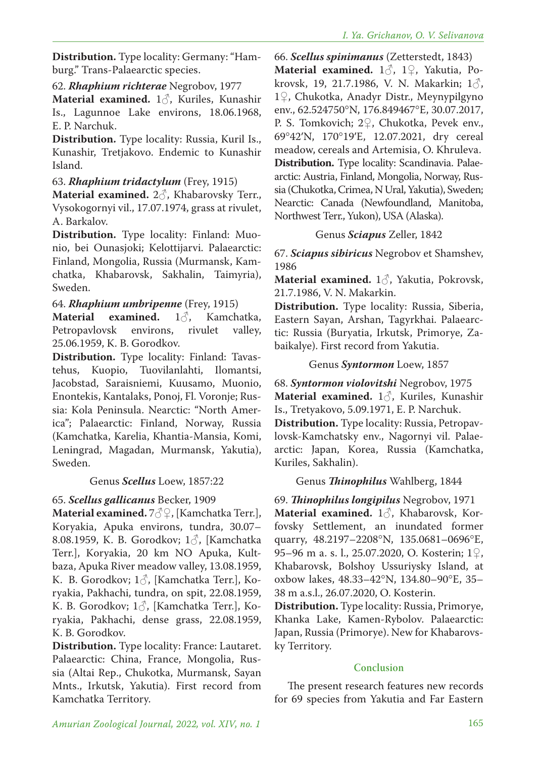**Distribution.** Type locality: Germany: "Hamburg." Trans-Palaearctic species.

62. ***Rhaphium richterae*** Negrobov, 1977

**Material examined.** 1♂, Kuriles, Kunashir Is., Lagunnoe Lake environs, 18.06.1968, E. P. Narchuk.

**Distribution.** Type locality: Russia, Kuril Is., Kunashir, Tretjakovo. Endemic to Kunashir Island.

63. ***Rhaphium tridactylum*** (Frey, 1915)

**Material examined.** 2♂, Khabarovsky Terr., Vysokogornyi vil., 17.07.1974, grass at rivulet, A. Barkalov.

**Distribution.** Type locality: Finland: Muonio, bei Ounasjoki; Kelottijarvi. Palaearctic: Finland, Mongolia, Russia (Murmansk, Kamchatka, Khabarovsk, Sakhalin, Taimyria), Sweden.

64. ***Rhaphium umbripenne*** (Frey, 1915)

**Material examined.** 1♂, Kamchatka, Petropavlovsk environs, rivulet valley, 25.06.1959, K. B. Gorodkov.

**Distribution.** Type locality: Finland: Tavastehus, Kuopio, Tuovilanlahti, Ilomantsi, Jacobstad, Saraisniemi, Kuusamo, Muonio, Enontekis, Kantalaks, Ponoj, Fl. Voronje; Russia: Kola Peninsula. Nearctic: "North America"; Palaearctic: Finland, Norway, Russia (Kamchatka, Karelia, Khantia-Mansia, Komi, Leningrad, Magadan, Murmansk, Yakutia), Sweden.

Genus ***Scellus*** Loew, 1857:22

65. ***Scellus gallicanus*** Becker, 1909

**Material examined.** 7♂♀, [Kamchatka Terr.], Koryakia, Apuka environs, tundra, 30.07–8.08.1959, K. B. Gorodkov; 1♂, [Kamchatka Terr.], Koryakia, 20 km NO Apuka, Kultbaza, Apuka River meadow valley, 13.08.1959, K. B. Gorodkov; 1♂, [Kamchatka Terr.], Koryakia, Pakhachi, tundra, on spit, 22.08.1959, K. B. Gorodkov; 1♂, [Kamchatka Terr.], Koryakia, Pakhachi, dense grass, 22.08.1959, K. B. Gorodkov.

**Distribution.** Type locality: France: Lautaret. Palaearctic: China, France, Mongolia, Russia (Altai Rep., Chukotka, Murmansk, Sayan Mnts., Irkutsk, Yakutia). First record from Kamchatka Territory.

66. ***Scellus spinimanus*** (Zetterstedt, 1843)

**Material examined.** 1♂, 1♀, Yakutia, Pokrovsk, 19, 21.7.1986, V. N. Makarkin; 1♂, 1♀, Chukotka, Anadyr Distr., Meynypilgyno env., 62.524750°N, 176.849467°E, 30.07.2017, P. S. Tomkovich; 2♀, Chukotka, Pevek env., 69°42′N, 170°19′E, 12.07.2021, dry cereal meadow, cereals and Artemisia, O. Khruleva.

**Distribution.** Type locality: Scandinavia. Palaearctic: Austria, Finland, Mongolia, Norway, Russia (Chukotka, Crimea, N Ural, Yakutia), Sweden; Nearctic: Canada (Newfoundland, Manitoba, Northwest Terr., Yukon), USA (Alaska).

Genus ***Sciapus*** Zeller, 1842

67. ***Sciapus sibiricus*** Negrobov et Shamshev, 1986

**Material examined.** 1♂, Yakutia, Pokrovsk, 21.7.1986, V. N. Makarkin.

**Distribution.** Type locality: Russia, Siberia, Eastern Sayan, Arshan, Tagyrkhai. Palaearctic: Russia (Buryatia, Irkutsk, Primorye, Zabaikalye). First record from Yakutia.

Genus ***Syntormon*** Loew, 1857

68. ***Syntormon violovitshi*** Negrobov, 1975

**Material examined.** 1♂, Kuriles, Kunashir Is., Tretyakovo, 5.09.1971, E. P. Narchuk.

**Distribution.** Type locality: Russia, Petropavlovsk-Kamchatsky env., Nagornyi vil. Palaearctic: Japan, Korea, Russia (Kamchatka, Kuriles, Sakhalin).

Genus ***Thinophilus*** Wahlberg, 1844

69. ***Thinophilus longipilus*** Negrobov, 1971

**Material examined.** 1♂, Khabarovsk, Korfovsky Settlement, an inundated former quarry, 48.2197–2208°N, 135.0681–0696°E, 95–96 m a. s. l., 25.07.2020, O. Kosterin; 1♀, Khabarovsk, Bolshoy Ussuriysky Island, at oxbow lakes, 48.33–42°N, 134.80–90°E, 35–38 m a.s.l., 26.07.2020, O. Kosterin.

**Distribution.** Type locality: Russia, Primorye, Khanka Lake, Kamen-Rybolov. Palaearctic: Japan, Russia (Primorye). New for Khabarovsky Territory.

## Conclusion

The present research features new records for 69 species from Yakutia and Far Eastern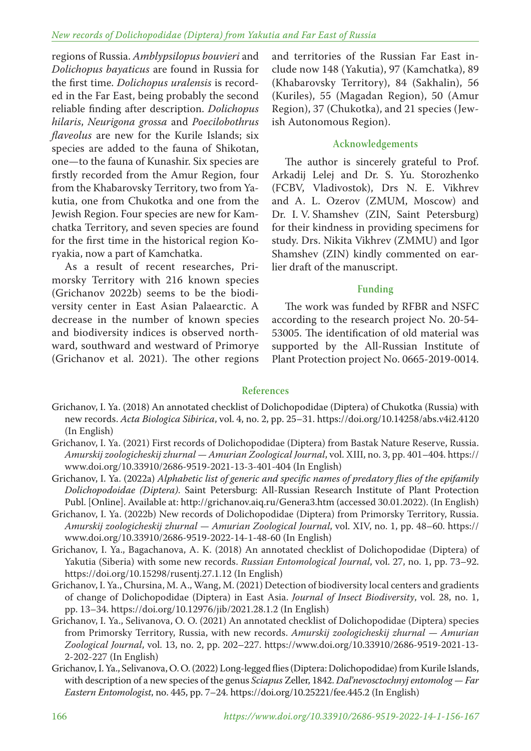regions of Russia. *Amblypsilopus bouvieri* and *Dolichopus bayaticus* are found in Russia for the first time. *Dolichopus uralensis* is recorded in the Far East, being probably the second reliable finding after description. *Dolichopus hilaris*, *Neurigona grossa* and *Poecilobothrus flaveolus* are new for the Kurile Islands; six species are added to the fauna of Shikotan, one—to the fauna of Kunashir. Six species are firstly recorded from the Amur Region, four from the Khabarovsky Territory, two from Yakutia, one from Chukotka and one from the Jewish Region. Four species are new for Kamchatka Territory, and seven species are found for the first time in the historical region Koryakia, now a part of Kamchatka.

As a result of recent researches, Primorsky Territory with 216 known species (Grichanov 2022b) seems to be the biodiversity center in East Asian Palaearctic. A decrease in the number of known species and biodiversity indices is observed northward, southward and westward of Primorye (Grichanov et al. 2021). The other regions and territories of the Russian Far East include now 148 (Yakutia), 97 (Kamchatka), 89 (Khabarovsky Territory), 84 (Sakhalin), 56 (Kuriles), 55 (Magadan Region), 50 (Amur Region), 37 (Chukotka), and 21 species (Jewish Autonomous Region).

## Acknowledgements

The author is sincerely grateful to Prof. Arkadij Lelej and Dr. S. Yu. Storozhenko (FCBV, Vladivostok), Drs N. E. Vikhrev and A. L. Ozerov (ZMUM, Moscow) and Dr. I. V. Shamshev (ZIN, Saint Petersburg) for their kindness in providing specimens for study. Drs. Nikita Vikhrev (ZMMU) and Igor Shamshev (ZIN) kindly commented on earlier draft of the manuscript.

## Funding

The work was funded by RFBR and NSFC according to the research project No. 20-54-53005. The identification of old material was supported by the All-Russian Institute of Plant Protection project No. 0665-2019-0014.

## References

Grichanov, I. Ya. (2018) An annotated checklist of Dolichopodidae (Diptera) of Chukotka (Russia) with new records. *Acta Biologica Sibirica*, vol. 4, no. 2, pp. 25–31. https://doi.org/10.14258/abs.v4i2.4120 (In English)

Grichanov, I. Ya. (2021) First records of Dolichopodidae (Diptera) from Bastak Nature Reserve, Russia. *Amurskij zoologicheskij zhurnal — Amurian Zoological Journal*, vol. XIII, no. 3, pp. 401–404. https://www.doi.org/10.33910/2686-9519-2021-13-3-401-404 (In English)

Grichanov, I. Ya. (2022a) *Alphabetic list of generic and specific names of predatory flies of the epifamily Dolichopodoidae (Diptera).* Saint Petersburg: All-Russian Research Institute of Plant Protection Publ. [Online]. Available at: http://grichanov.aiq.ru/Genera3.htm (accessed 30.01.2022). (In English)

Grichanov, I. Ya. (2022b) New records of Dolichopodidae (Diptera) from Primorsky Territory, Russia. *Amurskij zoologicheskij zhurnal — Amurian Zoological Journal*, vol. XIV, no. 1, pp. 48–60. https://www.doi.org/10.33910/2686-9519-2022-14-1-48-60 (In English)

Grichanov, I. Ya., Bagachanova, A. K. (2018) An annotated checklist of Dolichopodidae (Diptera) of Yakutia (Siberia) with some new records. *Russian Entomological Journal*, vol. 27, no. 1, pp. 73–92. https://doi.org/10.15298/rusentj.27.1.12 (In English)

Grichanov, I. Ya., Chursina, M. A., Wang, M. (2021) Detection of biodiversity local centers and gradients of change of Dolichopodidae (Diptera) in East Asia. *Journal of Insect Biodiversity*, vol. 28, no. 1, pp. 13–34. https://doi.org/10.12976/jib/2021.28.1.2 (In English)

Grichanov, I. Ya., Selivanova, O. O. (2021) An annotated checklist of Dolichopodidae (Diptera) species from Primorsky Territory, Russia, with new records. *Amurskij zoologicheskij zhurnal — Amurian Zoological Journal*, vol. 13, no. 2, pp. 202–227. https://www.doi.org/10.33910/2686-9519-2021-13-2-202-227 (In English)

Grichanov, I. Ya., Selivanova, O. O. (2022) Long-legged flies (Diptera: Dolichopodidae) from Kurile Islands, with description of a new species of the genus *Sciapus* Zeller, 1842. *Dal'nevosctochnyj entomolog — Far Eastern Entomologist*, no. 445, pp. 7–24. https://doi.org/10.25221/fee.445.2 (In English)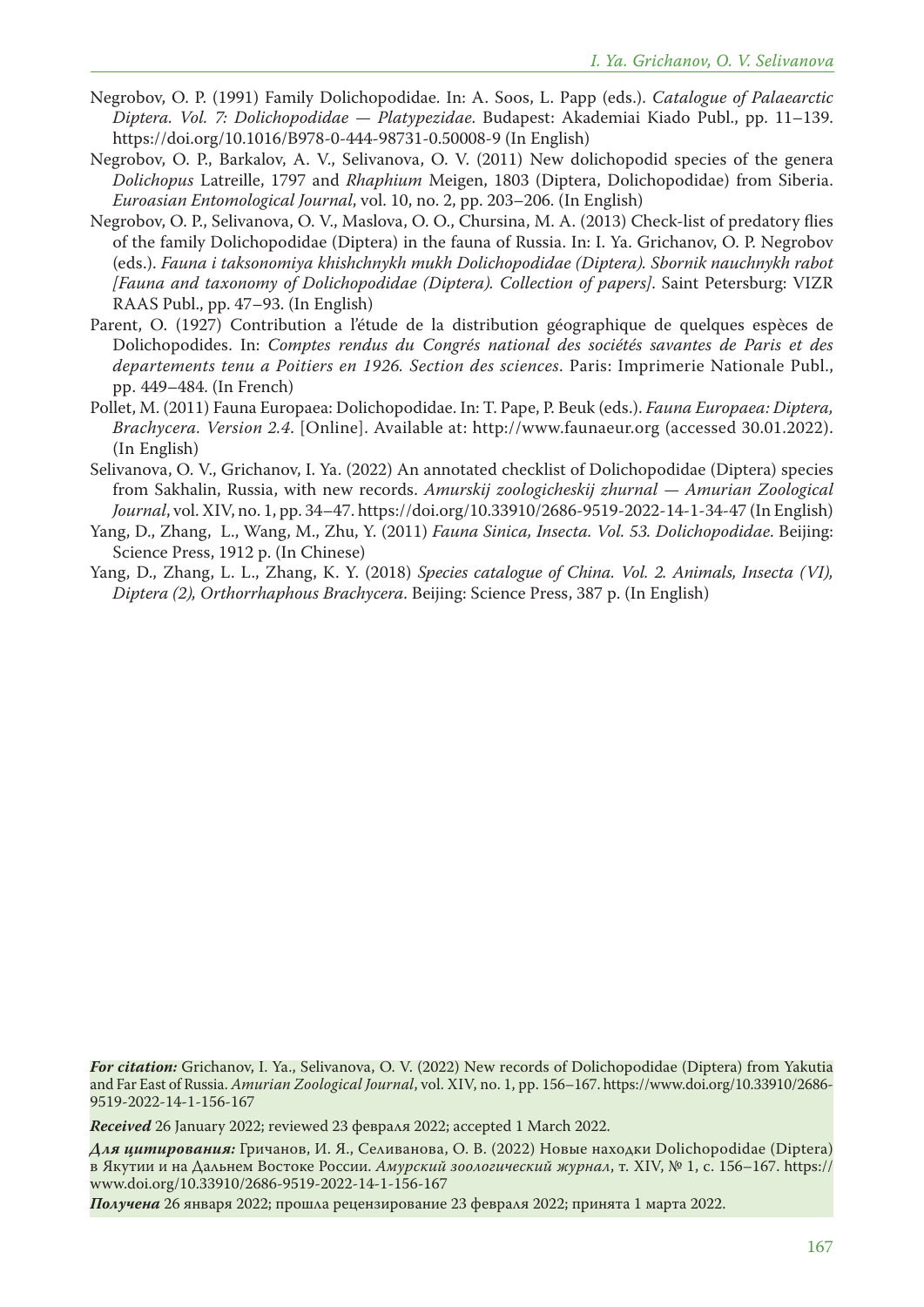Negrobov, O. P. (1991) Family Dolichopodidae. In: A. Soos, L. Papp (eds.). *Catalogue of Palaearctic Diptera. Vol. 7: Dolichopodidae — Platypezidae*. Budapest: Akademiai Kiado Publ., pp. 11–139. https://doi.org/10.1016/B978-0-444-98731-0.50008-9 (In English)

Negrobov, O. P., Barkalov, A. V., Selivanova, O. V. (2011) New dolichopodid species of the genera *Dolichopus* Latreille, 1797 and *Rhaphium* Meigen, 1803 (Diptera, Dolichopodidae) from Siberia. *Euroasian Entomological Journal*, vol. 10, no. 2, pp. 203–206. (In English)

Negrobov, O. P., Selivanova, O. V., Maslova, O. O., Chursina, M. A. (2013) Check-list of predatory flies of the family Dolichopodidae (Diptera) in the fauna of Russia. In: I. Ya. Grichanov, O. P. Negrobov (eds.). *Fauna i taksonomiya khishchnykh mukh Dolichopodidae (Diptera). Sbornik nauchnykh rabot [Fauna and taxonomy of Dolichopodidae (Diptera). Collection of papers]*. Saint Petersburg: VIZR RAAS Publ., pp. 47–93. (In English)

Parent, O. (1927) Contribution a l'étude de la distribution géographique de quelques espèces de Dolichopodides. In: *Comptes rendus du Congrés national des sociétés savantes de Paris et des departements tenu a Poitiers en 1926. Section des sciences*. Paris: Imprimerie Nationale Publ., pp. 449–484. (In French)

Pollet, M. (2011) Fauna Europaea: Dolichopodidae. In: T. Pape, P. Beuk (eds.). *Fauna Europaea: Diptera, Brachycera. Version 2.4*. [Online]. Available at: http://www.faunaeur.org (accessed 30.01.2022). (In English)

Selivanova, O. V., Grichanov, I. Ya. (2022) An annotated checklist of Dolichopodidae (Diptera) species from Sakhalin, Russia, with new records. *Amurskij zoologicheskij zhurnal — Amurian Zoological Journal*, vol. XIV, no. 1, pp. 34–47. https://doi.org/10.33910/2686-9519-2022-14-1-34-47 (In English)

Yang, D., Zhang, L., Wang, M., Zhu, Y. (2011) *Fauna Sinica, Insecta. Vol. 53. Dolichopodidae*. Beijing: Science Press, 1912 p. (In Chinese)

Yang, D., Zhang, L. L., Zhang, K. Y. (2018) *Species catalogue of China. Vol. 2. Animals, Insecta (VI), Diptera (2), Orthorrhaphous Brachycera*. Beijing: Science Press, 387 p. (In English)

***For citation:*** Grichanov, I. Ya., Selivanova, O. V. (2022) New records of Dolichopodidae (Diptera) from Yakutia and Far East of Russia. *Amurian Zoological Journal*, vol. XIV, no. 1, pp. 156–167. https://www.doi.org/10.33910/2686-9519-2022-14-1-156-167

***Received*** 26 January 2022; reviewed 23 февраля 2022; accepted 1 March 2022.

***Для цитирования:*** Гричанов, И. Я., Селиванова, О. В. (2022) Новые находки Dolichopodidae (Diptera) в Якутии и на Дальнем Востоке России. *Амурский зоологический журнал*, т. XIV, № 1, с. 156–167. https://www.doi.org/10.33910/2686-9519-2022-14-1-156-167

***Получена*** 26 января 2022; прошла рецензирование 23 февраля 2022; принята 1 марта 2022.